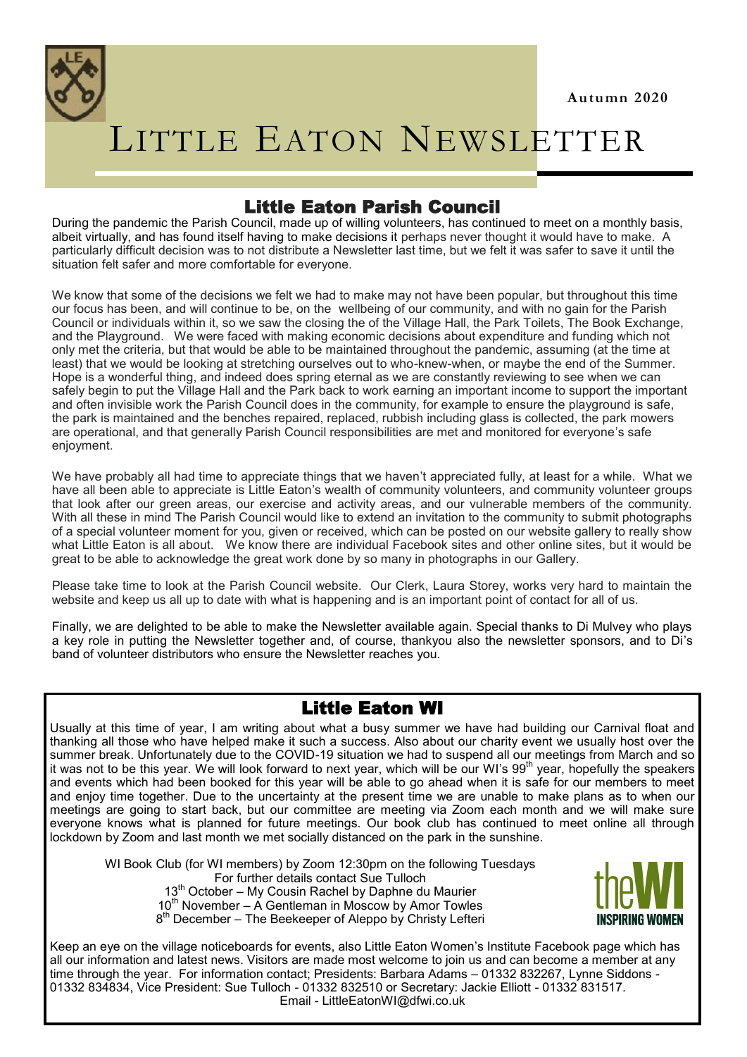Autumn 2020

# Little Eaton Newsletter

## Little Eaton Parish Council

During the pandemic the Parish Council, made up of willing volunteers, has continued to meet on a monthly basis, albeit virtually, and has found itself having to make decisions it perhaps never thought it would have to make. A particularly difficult decision was to not distribute a Newsletter last time, but we felt it was safer to save it until the situation felt safer and more comfortable for everyone.

We know that some of the decisions we felt we had to make may not have been popular, but throughout this time our focus has been, and will continue to be, on the wellbeing of our community, and with no gain for the Parish Council or individuals within it, so we saw the closing the of the Village Hall, the Park Toilets, The Book Exchange, and the Playground. We were faced with making economic decisions about expenditure and funding which not only met the criteria, but that would be able to be maintained throughout the pandemic, assuming (at the time at least) that we would be looking at stretching ourselves out to who-knew-when, or maybe the end of the Summer. Hope is a wonderful thing, and indeed does spring eternal as we are constantly reviewing to see when we can safely begin to put the Village Hall and the Park back to work earning an important income to support the important and often invisible work the Parish Council does in the community, for example to ensure the playground is safe, the park is maintained and the benches repaired, replaced, rubbish including glass is collected, the park mowers are operational, and that generally Parish Council responsibilities are met and monitored for everyone's safe enjoyment.

We have probably all had time to appreciate things that we haven't appreciated fully, at least for a while. What we have all been able to appreciate is Little Eaton's wealth of community volunteers, and community volunteer groups that look after our green areas, our exercise and activity areas, and our vulnerable members of the community. With all these in mind The Parish Council would like to extend an invitation to the community to submit photographs of a special volunteer moment for you, given or received, which can be posted on our website gallery to really show what Little Eaton is all about. We know there are individual Facebook sites and other online sites, but it would be great to be able to acknowledge the great work done by so many in photographs in our Gallery.

Please take time to look at the Parish Council website. Our Clerk, Laura Storey, works very hard to maintain the website and keep us all up to date with what is happening and is an important point of contact for all of us.

Finally, we are delighted to be able to make the Newsletter available again. Special thanks to Di Mulvey who plays a key role in putting the Newsletter together and, of course, thankyou also the newsletter sponsors, and to Di's band of volunteer distributors who ensure the Newsletter reaches you.

## Little Eaton WI

Usually at this time of year, I am writing about what a busy summer we have had building our Carnival float and thanking all those who have helped make it such a success. Also about our charity event we usually host over the summer break. Unfortunately due to the COVID-19 situation we had to suspend all our meetings from March and so it was not to be this year. We will look forward to next year, which will be our WI's 99th year, hopefully the speakers and events which had been booked for this year will be able to go ahead when it is safe for our members to meet and enjoy time together. Due to the uncertainty at the present time we are unable to make plans as to when our meetings are going to start back, but our committee are meeting via Zoom each month and we will make sure everyone knows what is planned for future meetings. Our book club has continued to meet online all through lockdown by Zoom and last month we met socially distanced on the park in the sunshine.

WI Book Club (for WI members) by Zoom 12:30pm on the following Tuesdays
For further details contact Sue Tulloch
13th October – My Cousin Rachel by Daphne du Maurier
10th November – A Gentleman in Moscow by Amor Towles
8th December – The Beekeeper of Aleppo by Christy Lefteri

theWI INSPIRING WOMEN

Keep an eye on the village noticeboards for events, also Little Eaton Women's Institute Facebook page which has all our information and latest news. Visitors are made most welcome to join us and can become a member at any time through the year. For information contact; Presidents: Barbara Adams – 01332 832267, Lynne Siddons - 01332 834834, Vice President: Sue Tulloch - 01332 832510 or Secretary: Jackie Elliott - 01332 831517.
Email - LittleEatonWI@dfwi.co.uk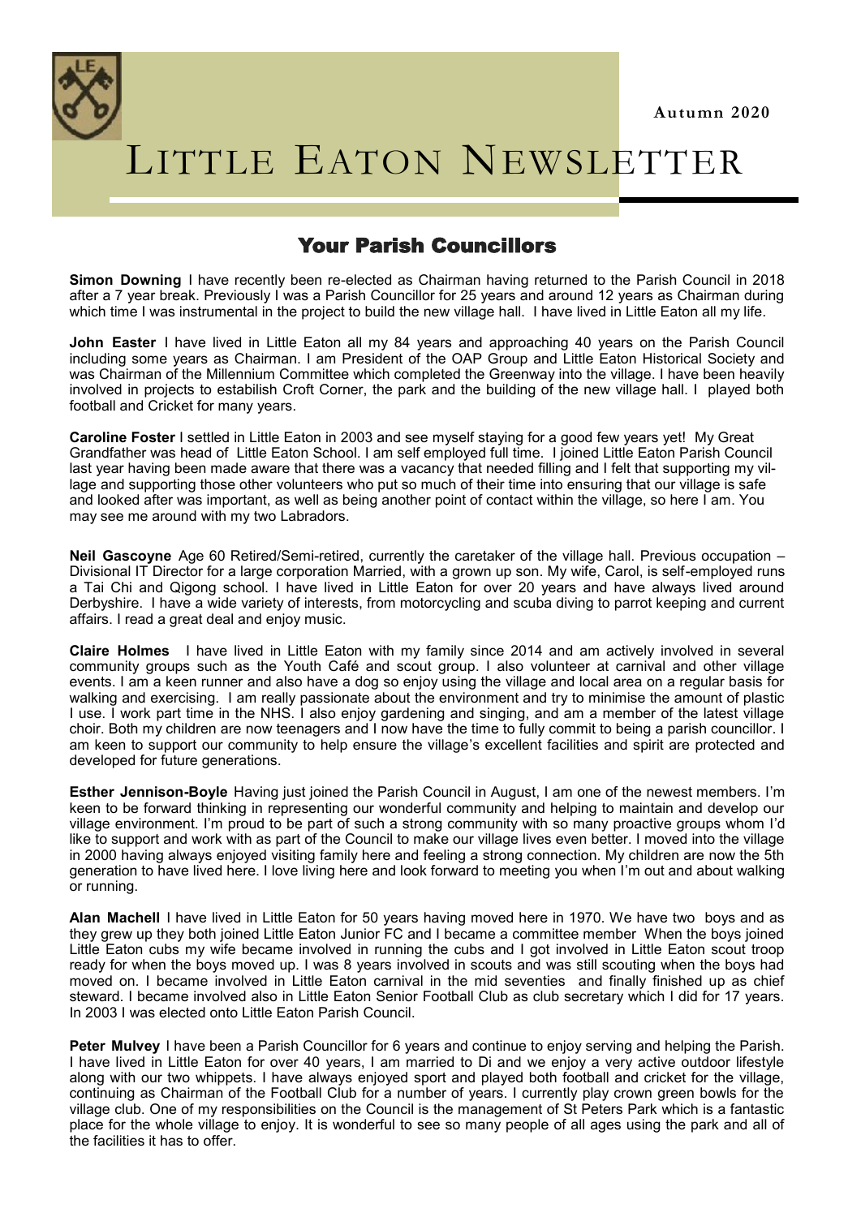# LITTLE EATON NEWSLETTER

Autumn 2020

## Your Parish Councillors

**Simon Downing** I have recently been re-elected as Chairman having returned to the Parish Council in 2018 after a 7 year break. Previously I was a Parish Councillor for 25 years and around 12 years as Chairman during which time I was instrumental in the project to build the new village hall. I have lived in Little Eaton all my life.

**John Easter** I have lived in Little Eaton all my 84 years and approaching 40 years on the Parish Council including some years as Chairman. I am President of the OAP Group and Little Eaton Historical Society and was Chairman of the Millennium Committee which completed the Greenway into the village. I have been heavily involved in projects to estabilish Croft Corner, the park and the building of the new village hall. I played both football and Cricket for many years.

**Caroline Foster** I settled in Little Eaton in 2003 and see myself staying for a good few years yet! My Great Grandfather was head of Little Eaton School. I am self employed full time. I joined Little Eaton Parish Council last year having been made aware that there was a vacancy that needed filling and I felt that supporting my village and supporting those other volunteers who put so much of their time into ensuring that our village is safe and looked after was important, as well as being another point of contact within the village, so here I am. You may see me around with my two Labradors.

**Neil Gascoyne** Age 60 Retired/Semi-retired, currently the caretaker of the village hall. Previous occupation – Divisional IT Director for a large corporation Married, with a grown up son. My wife, Carol, is self-employed runs a Tai Chi and Qigong school. I have lived in Little Eaton for over 20 years and have always lived around Derbyshire. I have a wide variety of interests, from motorcycling and scuba diving to parrot keeping and current affairs. I read a great deal and enjoy music.

**Claire Holmes** I have lived in Little Eaton with my family since 2014 and am actively involved in several community groups such as the Youth Café and scout group. I also volunteer at carnival and other village events. I am a keen runner and also have a dog so enjoy using the village and local area on a regular basis for walking and exercising. I am really passionate about the environment and try to minimise the amount of plastic I use. I work part time in the NHS. I also enjoy gardening and singing, and am a member of the latest village choir. Both my children are now teenagers and I now have the time to fully commit to being a parish councillor. I am keen to support our community to help ensure the village's excellent facilities and spirit are protected and developed for future generations.

**Esther Jennison-Boyle** Having just joined the Parish Council in August, I am one of the newest members. I'm keen to be forward thinking in representing our wonderful community and helping to maintain and develop our village environment. I'm proud to be part of such a strong community with so many proactive groups whom I'd like to support and work with as part of the Council to make our village lives even better. I moved into the village in 2000 having always enjoyed visiting family here and feeling a strong connection. My children are now the 5th generation to have lived here. I love living here and look forward to meeting you when I'm out and about walking or running.

**Alan Machell** I have lived in Little Eaton for 50 years having moved here in 1970. We have two boys and as they grew up they both joined Little Eaton Junior FC and I became a committee member When the boys joined Little Eaton cubs my wife became involved in running the cubs and I got involved in Little Eaton scout troop ready for when the boys moved up. I was 8 years involved in scouts and was still scouting when the boys had moved on. I became involved in Little Eaton carnival in the mid seventies and finally finished up as chief steward. I became involved also in Little Eaton Senior Football Club as club secretary which I did for 17 years. In 2003 I was elected onto Little Eaton Parish Council.

**Peter Mulvey** I have been a Parish Councillor for 6 years and continue to enjoy serving and helping the Parish. I have lived in Little Eaton for over 40 years, I am married to Di and we enjoy a very active outdoor lifestyle along with our two whippets. I have always enjoyed sport and played both football and cricket for the village, continuing as Chairman of the Football Club for a number of years. I currently play crown green bowls for the village club. One of my responsibilities on the Council is the management of St Peters Park which is a fantastic place for the whole village to enjoy. It is wonderful to see so many people of all ages using the park and all of the facilities it has to offer.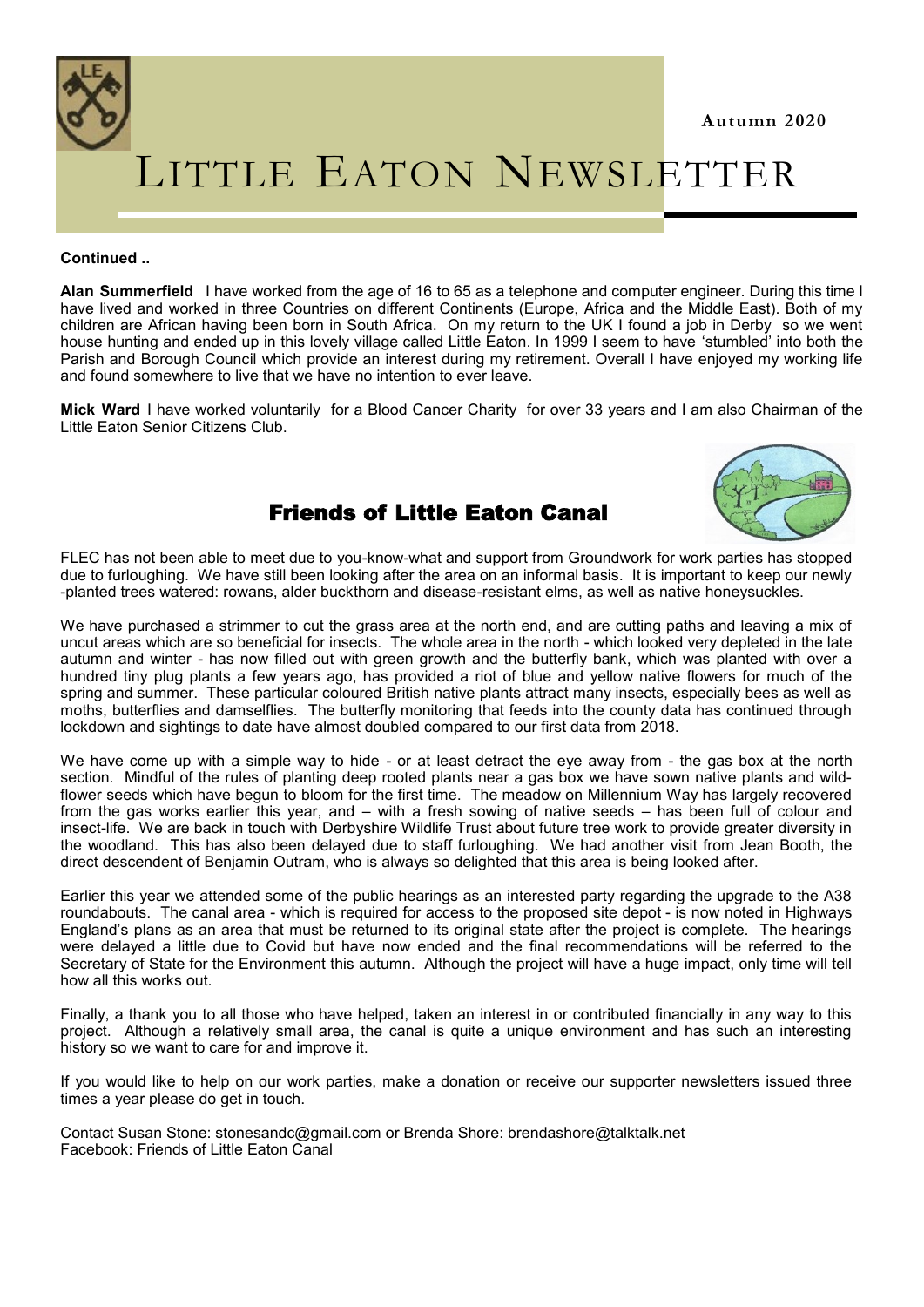**Continued ..**

**Alan Summerfield** I have worked from the age of 16 to 65 as a telephone and computer engineer. During this time I have lived and worked in three Countries on different Continents (Europe, Africa and the Middle East). Both of my children are African having been born in South Africa. On my return to the UK I found a job in Derby so we went house hunting and ended up in this lovely village called Little Eaton. In 1999 I seem to have 'stumbled' into both the Parish and Borough Council which provide an interest during my retirement. Overall I have enjoyed my working life and found somewhere to live that we have no intention to ever leave.

**Mick Ward** I have worked voluntarily for a Blood Cancer Charity for over 33 years and I am also Chairman of the Little Eaton Senior Citizens Club.

## Friends of Little Eaton Canal

FLEC has not been able to meet due to you-know-what and support from Groundwork for work parties has stopped due to furloughing. We have still been looking after the area on an informal basis. It is important to keep our newly-planted trees watered: rowans, alder buckthorn and disease-resistant elms, as well as native honeysuckles.

We have purchased a strimmer to cut the grass area at the north end, and are cutting paths and leaving a mix of uncut areas which are so beneficial for insects. The whole area in the north - which looked very depleted in the late autumn and winter - has now filled out with green growth and the butterfly bank, which was planted with over a hundred tiny plug plants a few years ago, has provided a riot of blue and yellow native flowers for much of the spring and summer. These particular coloured British native plants attract many insects, especially bees as well as moths, butterflies and damselflies. The butterfly monitoring that feeds into the county data has continued through lockdown and sightings to date have almost doubled compared to our first data from 2018.

We have come up with a simple way to hide - or at least detract the eye away from - the gas box at the north section. Mindful of the rules of planting deep rooted plants near a gas box we have sown native plants and wild-flower seeds which have begun to bloom for the first time. The meadow on Millennium Way has largely recovered from the gas works earlier this year, and – with a fresh sowing of native seeds – has been full of colour and insect-life. We are back in touch with Derbyshire Wildlife Trust about future tree work to provide greater diversity in the woodland. This has also been delayed due to staff furloughing. We had another visit from Jean Booth, the direct descendent of Benjamin Outram, who is always so delighted that this area is being looked after.

Earlier this year we attended some of the public hearings as an interested party regarding the upgrade to the A38 roundabouts. The canal area - which is required for access to the proposed site depot - is now noted in Highways England's plans as an area that must be returned to its original state after the project is complete. The hearings were delayed a little due to Covid but have now ended and the final recommendations will be referred to the Secretary of State for the Environment this autumn. Although the project will have a huge impact, only time will tell how all this works out.

Finally, a thank you to all those who have helped, taken an interest in or contributed financially in any way to this project. Although a relatively small area, the canal is quite a unique environment and has such an interesting history so we want to care for and improve it.

If you would like to help on our work parties, make a donation or receive our supporter newsletters issued three times a year please do get in touch.

Contact Susan Stone: stonesandc@gmail.com or Brenda Shore: brendashore@talktalk.net
Facebook: Friends of Little Eaton Canal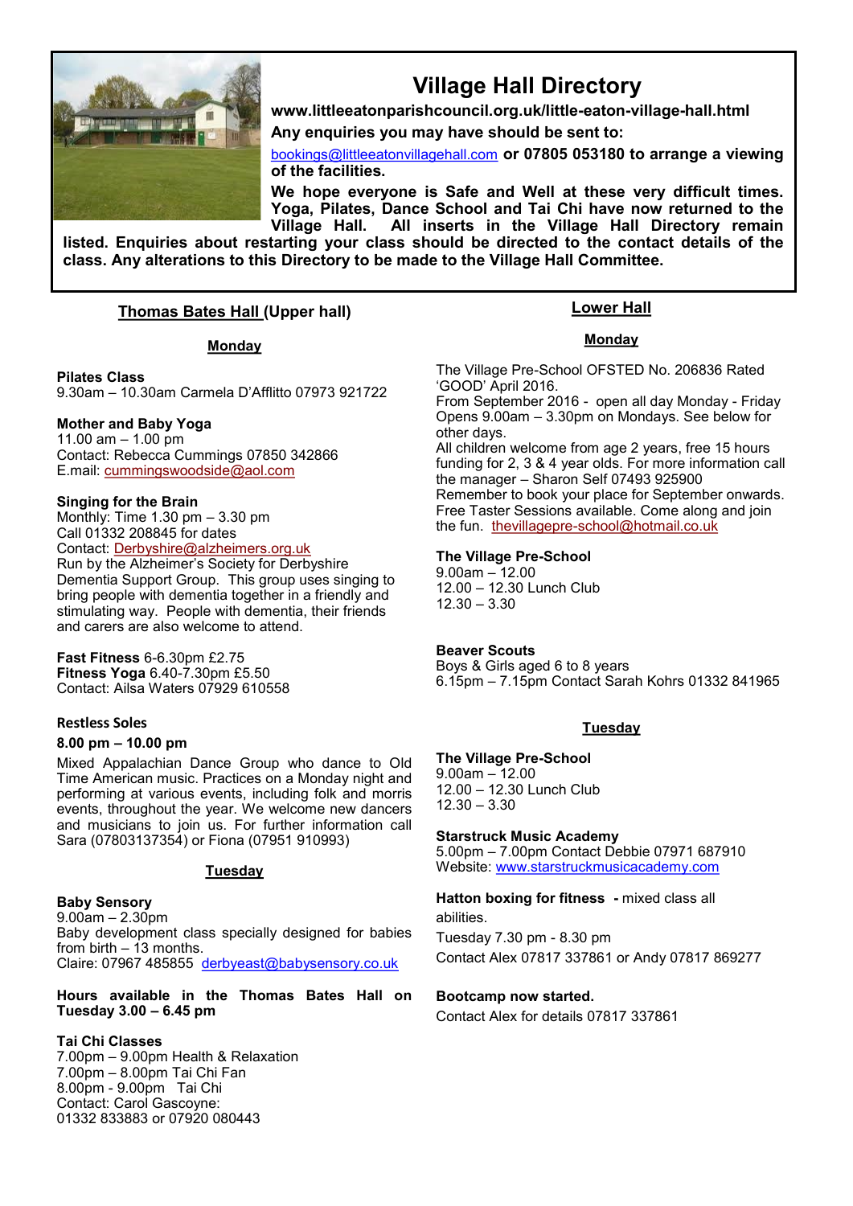# Village Hall Directory

**www.littleeatonparishcouncil.org.uk/little-eaton-village-hall.html**

**Any enquiries you may have should be sent to:**

bookings@littleeatonvillagehall.com **or 07805 053180 to arrange a viewing of the facilities.**

**We hope everyone is Safe and Well at these very difficult times. Yoga, Pilates, Dance School and Tai Chi have now returned to the Village Hall. All inserts in the Village Hall Directory remain listed. Enquiries about restarting your class should be directed to the contact details of the class. Any alterations to this Directory to be made to the Village Hall Committee.**

## Thomas Bates Hall (Upper hall)

### Monday

**Pilates Class**
9.30am – 10.30am Carmela D'Afflitto 07973 921722

**Mother and Baby Yoga**
11.00 am – 1.00 pm
Contact: Rebecca Cummings 07850 342866
E.mail: cummingswoodside@aol.com

**Singing for the Brain**
Monthly: Time 1.30 pm – 3.30 pm
Call 01332 208845 for dates
Contact: Derbyshire@alzheimers.org.uk
Run by the Alzheimer's Society for Derbyshire Dementia Support Group. This group uses singing to bring people with dementia together in a friendly and stimulating way. People with dementia, their friends and carers are also welcome to attend.

**Fast Fitness** 6-6.30pm £2.75
**Fitness Yoga** 6.40-7.30pm £5.50
Contact: Ailsa Waters 07929 610558

**Restless Soles**

**8.00 pm – 10.00 pm**

Mixed Appalachian Dance Group who dance to Old Time American music. Practices on a Monday night and performing at various events, including folk and morris events, throughout the year. We welcome new dancers and musicians to join us. For further information call Sara (07803137354) or Fiona (07951 910993)

### Tuesday

**Baby Sensory**
9.00am – 2.30pm
Baby development class specially designed for babies from birth – 13 months.
Claire: 07967 485855 derbyeast@babysensory.co.uk

**Hours available in the Thomas Bates Hall on Tuesday 3.00 – 6.45 pm**

**Tai Chi Classes**
7.00pm – 9.00pm Health & Relaxation
7.00pm – 8.00pm Tai Chi Fan
8.00pm - 9.00pm Tai Chi
Contact: Carol Gascoyne:
01332 833883 or 07920 080443

## Lower Hall

### Monday

The Village Pre-School OFSTED No. 206836 Rated 'GOOD' April 2016.
From September 2016 - open all day Monday - Friday
Opens 9.00am – 3.30pm on Mondays. See below for other days.
All children welcome from age 2 years, free 15 hours funding for 2, 3 & 4 year olds. For more information call the manager – Sharon Self 07493 925900
Remember to book your place for September onwards.
Free Taster Sessions available. Come along and join the fun. thevillagepre-school@hotmail.co.uk

**The Village Pre-School**
9.00am – 12.00
12.00 – 12.30 Lunch Club
12.30 – 3.30

**Beaver Scouts**
Boys & Girls aged 6 to 8 years
6.15pm – 7.15pm Contact Sarah Kohrs 01332 841965

### Tuesday

**The Village Pre-School**
9.00am – 12.00
12.00 – 12.30 Lunch Club
12.30 – 3.30

**Starstruck Music Academy**
5.00pm – 7.00pm Contact Debbie 07971 687910
Website: www.starstruckmusicacademy.com

**Hatton boxing for fitness** - mixed class all abilities.
Tuesday 7.30 pm - 8.30 pm
Contact Alex 07817 337861 or Andy 07817 869277

**Bootcamp now started.**
Contact Alex for details 07817 337861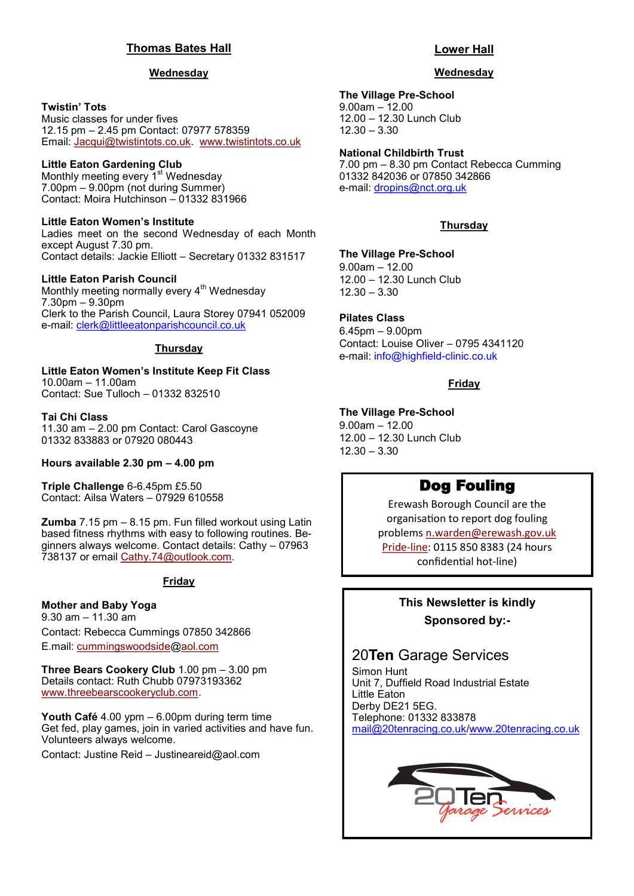## Thomas Bates Hall

### Wednesday

**Twistin' Tots**
Music classes for under fives
12.15 pm – 2.45 pm Contact: 07977 578359
Email: Jacqui@twistintots.co.uk. www.twistintots.co.uk

**Little Eaton Gardening Club**
Monthly meeting every 1st Wednesday
7.00pm – 9.00pm (not during Summer)
Contact: Moira Hutchinson – 01332 831966

**Little Eaton Women's Institute**
Ladies meet on the second Wednesday of each Month except August 7.30 pm.
Contact details: Jackie Elliott – Secretary 01332 831517

**Little Eaton Parish Council**
Monthly meeting normally every 4th Wednesday
7.30pm – 9.30pm
Clerk to the Parish Council, Laura Storey 07941 052009
e-mail: clerk@littleeatonparishcouncil.co.uk

### Thursday

**Little Eaton Women's Institute Keep Fit Class**
10.00am – 11.00am
Contact: Sue Tulloch – 01332 832510

**Tai Chi Class**
11.30 am – 2.00 pm Contact: Carol Gascoyne
01332 833883 or 07920 080443

**Hours available 2.30 pm – 4.00 pm**

**Triple Challenge** 6-6.45pm £5.50
Contact: Ailsa Waters – 07929 610558

**Zumba** 7.15 pm – 8.15 pm. Fun filled workout using Latin based fitness rhythms with easy to following routines. Beginners always welcome. Contact details: Cathy – 07963 738137 or email Cathy.74@outlook.com.

### Friday

**Mother and Baby Yoga**
9.30 am – 11.30 am
Contact: Rebecca Cummings 07850 342866
E.mail: cummingswoodside@aol.com

**Three Bears Cookery Club** 1.00 pm – 3.00 pm
Details contact: Ruth Chubb 07973193362
www.threebearscookeryclub.com.

**Youth Café** 4.00 ypm – 6.00pm during term time
Get fed, play games, join in varied activities and have fun. Volunteers always welcome.
Contact: Justine Reid – Justineareid@aol.com

## Lower Hall

### Wednesday

**The Village Pre-School**
9.00am – 12.00
12.00 – 12.30 Lunch Club
12.30 – 3.30

**National Childbirth Trust**
7.00 pm – 8.30 pm Contact Rebecca Cumming
01332 842036 or 07850 342866
e-mail: dropins@nct.org.uk

### Thursday

**The Village Pre-School**
9.00am – 12.00
12.00 – 12.30 Lunch Club
12.30 – 3.30

**Pilates Class**
6.45pm – 9.00pm
Contact: Louise Oliver – 0795 4341120
e-mail: info@highfield-clinic.co.uk

### Friday

**The Village Pre-School**
9.00am – 12.00
12.00 – 12.30 Lunch Club
12.30 – 3.30

## Dog Fouling

Erewash Borough Council are the organisation to report dog fouling problems n.warden@erewash.gov.uk Pride-line: 0115 850 8383 (24 hours confidential hot-line)

**This Newsletter is kindly Sponsored by:-**

20**Ten** Garage Services
Simon Hunt
Unit 7, Duffield Road Industrial Estate
Little Eaton
Derby DE21 5EG.
Telephone: 01332 833878
mail@20tenracing.co.uk/www.20tenracing.co.uk

20Ten Garage Services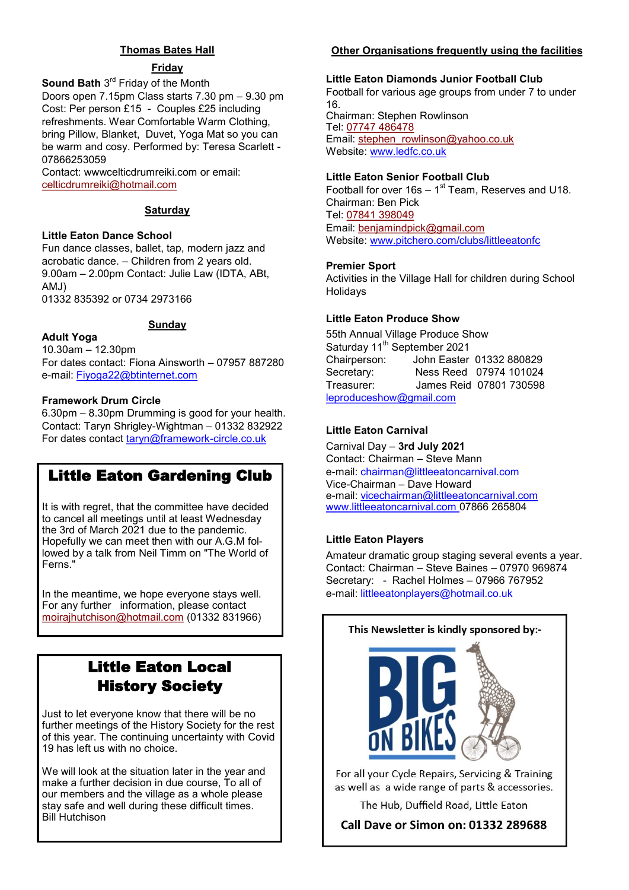## Thomas Bates Hall

### Friday

**Sound Bath** 3rd Friday of the Month
Doors open 7.15pm Class starts 7.30 pm – 9.30 pm
Cost: Per person £15 - Couples £25 including refreshments. Wear Comfortable Warm Clothing, bring Pillow, Blanket, Duvet, Yoga Mat so you can be warm and cosy. Performed by: Teresa Scarlett - 07866253059
Contact: wwwcelticdrumreiki.com or email: celticdrumreiki@hotmail.com

### Saturday

**Little Eaton Dance School**
Fun dance classes, ballet, tap, modern jazz and acrobatic dance. – Children from 2 years old.
9.00am – 2.00pm Contact: Julie Law (IDTA, ABt, AMJ)
01332 835392 or 0734 2973166

### Sunday

**Adult Yoga**
10.30am – 12.30pm
For dates contact: Fiona Ainsworth – 07957 887280
e-mail: Fiyoga22@btinternet.com

**Framework Drum Circle**
6.30pm – 8.30pm Drumming is good for your health.
Contact: Taryn Shrigley-Wightman – 01332 832922
For dates contact taryn@framework-circle.co.uk

## Little Eaton Gardening Club

It is with regret, that the committee have decided to cancel all meetings until at least Wednesday the 3rd of March 2021 due to the pandemic. Hopefully we can meet then with our A.G.M followed by a talk from Neil Timm on "The World of Ferns."

In the meantime, we hope everyone stays well. For any further information, please contact moirajhutchison@hotmail.com (01332 831966)

## Little Eaton Local History Society

Just to let everyone know that there will be no further meetings of the History Society for the rest of this year. The continuing uncertainty with Covid 19 has left us with no choice.

We will look at the situation later in the year and make a further decision in due course, To all of our members and the village as a whole please stay safe and well during these difficult times.
Bill Hutchison

## Other Organisations frequently using the facilities

**Little Eaton Diamonds Junior Football Club**
Football for various age groups from under 7 to under 16.
Chairman: Stephen Rowlinson
Tel: 07747 486478
Email: stephen_rowlinson@yahoo.co.uk
Website: www.ledfc.co.uk

**Little Eaton Senior Football Club**
Football for over 16s – 1st Team, Reserves and U18.
Chairman: Ben Pick
Tel: 07841 398049
Email: benjamindpick@gmail.com
Website: www.pitchero.com/clubs/littleeatonfc

**Premier Sport**
Activities in the Village Hall for children during School Holidays

**Little Eaton Produce Show**
55th Annual Village Produce Show
Saturday 11th September 2021
Chairperson: John Easter 01332 880829
Secretary: Ness Reed 07974 101024
Treasurer: James Reid 07801 730598
leproduceshow@gmail.com

**Little Eaton Carnival**
Carnival Day – **3rd July 2021**
Contact: Chairman – Steve Mann
e-mail: chairman@littleeatoncarnival.com
Vice-Chairman – Dave Howard
e-mail: vicechairman@littleeatoncarnival.com
www.littleeatoncarnival.com 07866 265804

**Little Eaton Players**
Amateur dramatic group staging several events a year.
Contact: Chairman – Steve Baines – 07970 969874
Secretary: - Rachel Holmes – 07966 767952
e-mail: littleeatonplayers@hotmail.co.uk

**This Newsletter is kindly sponsored by:-**

BIG ON BIKES

For all your Cycle Repairs, Servicing & Training as well as a wide range of parts & accessories.

The Hub, Duffield Road, Little Eaton

**Call Dave or Simon on: 01332 289688**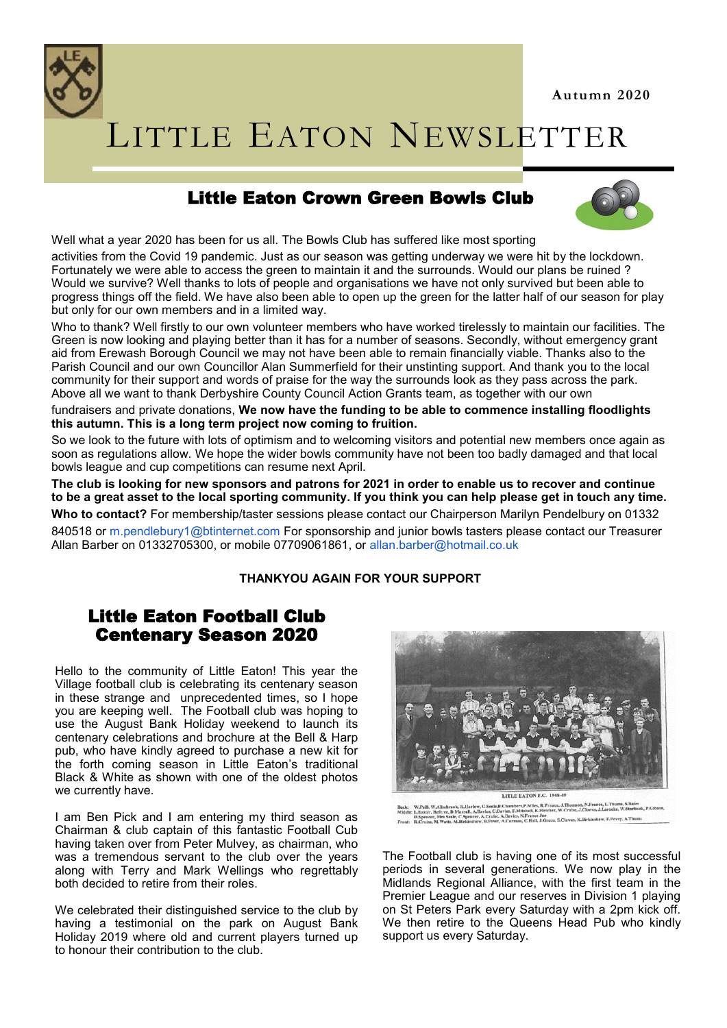Autumn 2020

# Little Eaton Newsletter

## Little Eaton Crown Green Bowls Club

Well what a year 2020 has been for us all. The Bowls Club has suffered like most sporting activities from the Covid 19 pandemic. Just as our season was getting underway we were hit by the lockdown. Fortunately we were able to access the green to maintain it and the surrounds. Would our plans be ruined ? Would we survive? Well thanks to lots of people and organisations we have not only survived but been able to progress things off the field. We have also been able to open up the green for the latter half of our season for play but only for our own members and in a limited way.

Who to thank? Well firstly to our own volunteer members who have worked tirelessly to maintain our facilities. The Green is now looking and playing better than it has for a number of seasons. Secondly, without emergency grant aid from Erewash Borough Council we may not have been able to remain financially viable. Thanks also to the Parish Council and our own Councillor Alan Summerfield for their unstinting support. And thank you to the local community for their support and words of praise for the way the surrounds look as they pass across the park. Above all we want to thank Derbyshire County Council Action Grants team, as together with our own fundraisers and private donations, **We now have the funding to be able to commence installing floodlights this autumn. This is a long term project now coming to fruition.**

So we look to the future with lots of optimism and to welcoming visitors and potential new members once again as soon as regulations allow. We hope the wider bowls community have not been too badly damaged and that local bowls league and cup competitions can resume next April.

**The club is looking for new sponsors and patrons for 2021 in order to enable us to recover and continue to be a great asset to the local sporting community. If you think you can help please get in touch any time.**

**Who to contact?** For membership/taster sessions please contact our Chairperson Marilyn Pendelbury on 01332 840518 or m.pendlebury1@btinternet.com For sponsorship and junior bowls tasters please contact our Treasurer Allan Barber on 01332705300, or mobile 07709061861, or allan.barber@hotmail.co.uk

**THANKYOU AGAIN FOR YOUR SUPPORT**

## Little Eaton Football Club Centenary Season 2020

Hello to the community of Little Eaton! This year the Village football club is celebrating its centenary season in these strange and unprecedented times, so I hope you are keeping well. The Football club was hoping to use the August Bank Holiday weekend to launch its centenary celebrations and brochure at the Bell & Harp pub, who have kindly agreed to purchase a new kit for the forth coming season in Little Eaton's traditional Black & White as shown with one of the oldest photos we currently have.

I am Ben Pick and I am entering my third season as Chairman & club captain of this fantastic Football Cub having taken over from Peter Mulvey, as chairman, who was a tremendous servant to the club over the years along with Terry and Mark Wellings who regrettably both decided to retire from their roles.

We celebrated their distinguished service to the club by having a testimonial on the park on August Bank Holiday 2019 where old and current players turned up to honour their contribution to the club.

LITTLE EATON F.C. 1948-49

The Football club is having one of its most successful periods in several generations. We now play in the Midlands Regional Alliance, with the first team in the Premier League and our reserves in Division 1 playing on St Peters Park every Saturday with a 2pm kick off. We then retire to the Queens Head Pub who kindly support us every Saturday.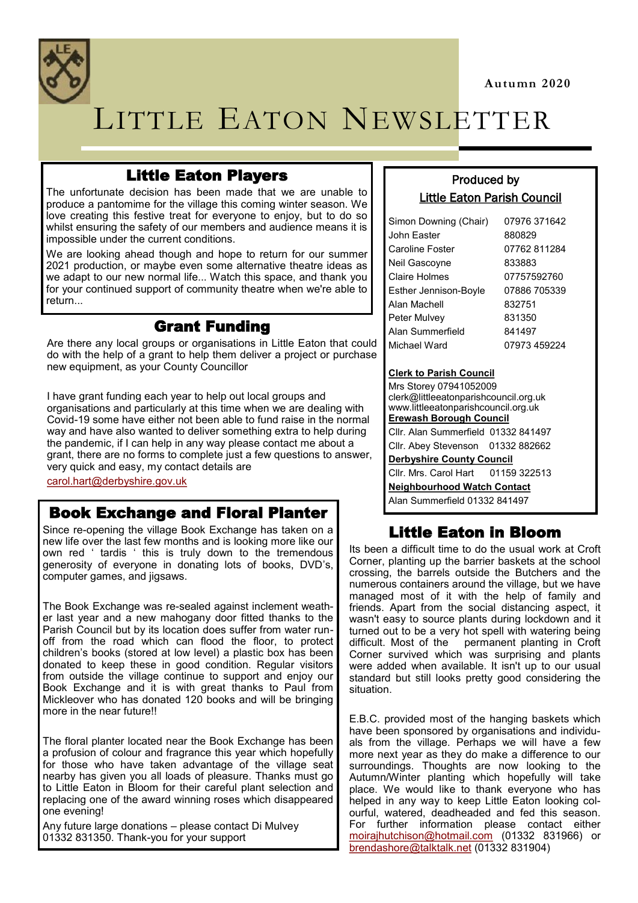Autumn 2020

# LITTLE EATON NEWSLETTER

## Little Eaton Players

The unfortunate decision has been made that we are unable to produce a pantomime for the village this coming winter season. We love creating this festive treat for everyone to enjoy, but to do so whilst ensuring the safety of our members and audience means it is impossible under the current conditions.

We are looking ahead though and hope to return for our summer 2021 production, or maybe even some alternative theatre ideas as we adapt to our new normal life... Watch this space, and thank you for your continued support of community theatre when we're able to return...

## Grant Funding

Are there any local groups or organisations in Little Eaton that could do with the help of a grant to help them deliver a project or purchase new equipment, as your County Councillor

I have grant funding each year to help out local groups and organisations and particularly at this time when we are dealing with Covid-19 some have either not been able to fund raise in the normal way and have also wanted to deliver something extra to help during the pandemic, if I can help in any way please contact me about a grant, there are no forms to complete just a few questions to answer, very quick and easy, my contact details are

carol.hart@derbyshire.gov.uk

## Book Exchange and Floral Planter

Since re-opening the village Book Exchange has taken on a new life over the last few months and is looking more like our own red ' tardis ' this is truly down to the tremendous generosity of everyone in donating lots of books, DVD's, computer games, and jigsaws.

The Book Exchange was re-sealed against inclement weather last year and a new mahogany door fitted thanks to the Parish Council but by its location does suffer from water run-off from the road which can flood the floor, to protect children's books (stored at low level) a plastic box has been donated to keep these in good condition. Regular visitors from outside the village continue to support and enjoy our Book Exchange and it is with great thanks to Paul from Mickleover who has donated 120 books and will be bringing more in the near future!!

The floral planter located near the Book Exchange has been a profusion of colour and fragrance this year which hopefully for those who have taken advantage of the village seat nearby has given you all loads of pleasure. Thanks must go to Little Eaton in Bloom for their careful plant selection and replacing one of the award winning roses which disappeared one evening!

Any future large donations – please contact Di Mulvey 01332 831350. Thank-you for your support

## Produced by Little Eaton Parish Council

| | |
|---|---|
| Simon Downing (Chair) | 07976 371642 |
| John Easter | 880829 |
| Caroline Foster | 07762 811284 |
| Neil Gascoyne | 833883 |
| Claire Holmes | 07757592760 |
| Esther Jennison-Boyle | 07886 705339 |
| Alan Machell | 832751 |
| Peter Mulvey | 831350 |
| Alan Summerfield | 841497 |
| Michael Ward | 07973 459224 |

**Clerk to Parish Council**

Mrs Storey 07941052009
clerk@littleeatonparishcouncil.org.uk
www.littleeatonparishcouncil.org.uk

**Erewash Borough Council**

Cllr. Alan Summerfield 01332 841497
Cllr. Abey Stevenson 01332 882662

**Derbyshire County Council**

Cllr. Mrs. Carol Hart 01159 322513

**Neighbourhood Watch Contact**

Alan Summerfield 01332 841497

## Little Eaton in Bloom

Its been a difficult time to do the usual work at Croft Corner, planting up the barrier baskets at the school crossing, the barrels outside the Butchers and the numerous containers around the village, but we have managed most of it with the help of family and friends. Apart from the social distancing aspect, it wasn't easy to source plants during lockdown and it turned out to be a very hot spell with watering being difficult. Most of the permanent planting in Croft Corner survived which was surprising and plants were added when available. It isn't up to our usual standard but still looks pretty good considering the situation.

E.B.C. provided most of the hanging baskets which have been sponsored by organisations and individuals from the village. Perhaps we will have a few more next year as they do make a difference to our surroundings. Thoughts are now looking to the Autumn/Winter planting which hopefully will take place. We would like to thank everyone who has helped in any way to keep Little Eaton looking colourful, watered, deadheaded and fed this season. For further information please contact either moirajhutchison@hotmail.com (01332 831966) or brendashore@talktalk.net (01332 831904)